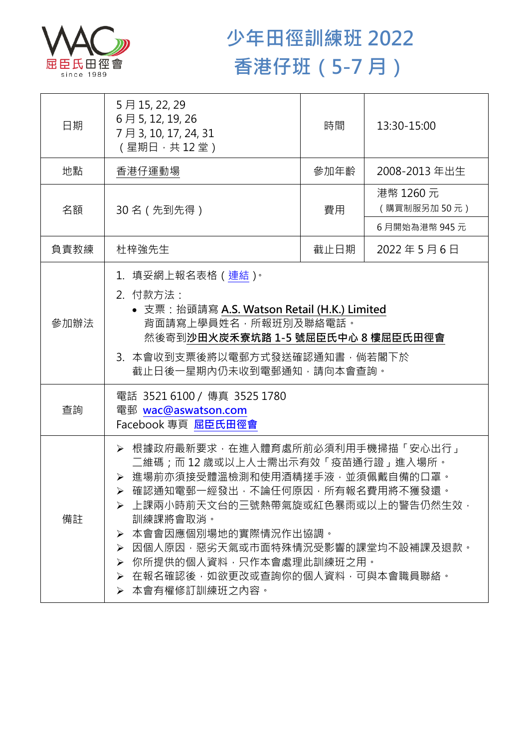屈臣氏田徑會
since 1989

# 少年田徑訓練班 2022
# 香港仔班（5-7 月）

| 日期 | 5 月 15, 22, 29<br>6 月 5, 12, 19, 26<br>7 月 3, 10, 17, 24, 31<br>（星期日，共 12 堂） | 時間 | 13:30-15:00 |
|---|---|---|---|
| 地點 | 香港仔運動場 | 參加年齡 | 2008-2013 年出生 |
| 名額 | 30 名（先到先得） | 費用 | 港幣 1260 元<br>（購買制服另加 50 元）<br>6 月開始為港幣 945 元 |
| 負責教練 | 杜梓強先生 | 截止日期 | 2022 年 5 月 6 日 |
| 參加辦法 | 1. 填妥網上報名表格（連結）。<br>2. 付款方法：<br>• 支票：抬頭請寫 **A.S. Watson Retail (H.K.) Limited**<br>背面請寫上學員姓名，所報班別及聯絡電話。<br>然後寄到**沙田火炭禾寮坑路 1-5 號屈臣氏中心 8 樓屈臣氏田徑會**<br>3. 本會收到支票後將以電郵方式發送確認通知書，倘若閣下於截止日後一星期內仍未收到電郵通知，請向本會查詢。 | | |
| 查詢 | 電話 3521 6100 / 傳真 3525 1780<br>電郵 wac@aswatson.com<br>Facebook 專頁 屈臣氏田徑會 | | |
| 備註 | ➢ 根據政府最新要求，在進入體育處所前必須利用手機掃描「安心出行」二維碼；而 12 歲或以上人士需出示有效「疫苗通行證」進入場所。<br>➢ 進場前亦須接受體溫檢測和使用酒精搓手液，並須佩戴自備的口罩。<br>➢ 確認通知電郵一經發出，不論任何原因，所有報名費用將不獲發還。<br>➢ 上課兩小時前天文台的三號熱帶氣旋或紅色暴雨或以上的警告仍然生效，訓練課將會取消。<br>➢ 本會會因應個別場地的實際情況作出協調。<br>➢ 因個人原因，惡劣天氣或市面特殊情況受影響的課堂均不設補課及退款。<br>➢ 你所提供的個人資料，只作本會處理此訓練班之用。<br>➢ 在報名確認後，如欲更改或查詢你的個人資料，可與本會職員聯絡。<br>➢ 本會有權修訂訓練班之內容。 | | |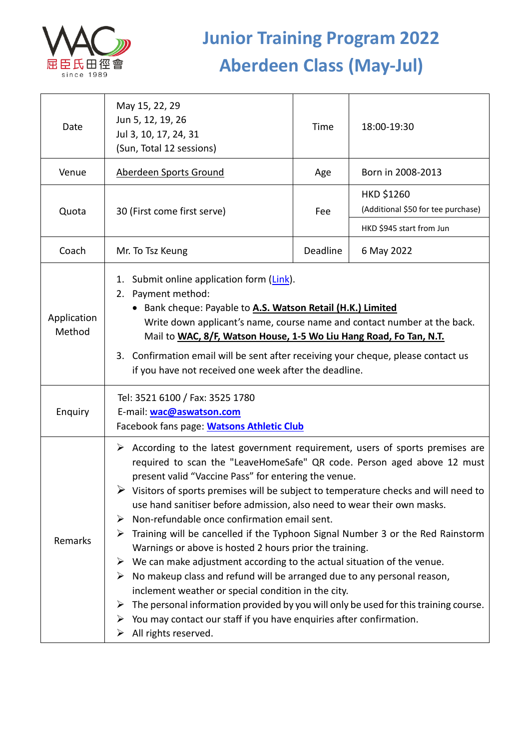# Junior Training Program 2022

# Aberdeen Class (May-Jul)

| | | | |
|---|---|---|---|
| Date | May 15, 22, 29<br>Jun 5, 12, 19, 26<br>Jul 3, 10, 17, 24, 31<br>(Sun, Total 12 sessions) | Time | 18:00-19:30 |
| Venue | Aberdeen Sports Ground | Age | Born in 2008-2013 |
| Quota | 30 (First come first serve) | Fee | HKD $1260<br>(Additional $50 for tee purchase)<br>HKD $945 start from Jun |
| Coach | Mr. To Tsz Keung | Deadline | 6 May 2022 |
| Application Method | 1. Submit online application form (Link).<br>2. Payment method:<br>• Bank cheque: Payable to **A.S. Watson Retail (H.K.) Limited**<br>Write down applicant's name, course name and contact number at the back.<br>Mail to **WAC, 8/F, Watson House, 1-5 Wo Liu Hang Road, Fo Tan, N.T.**<br>3. Confirmation email will be sent after receiving your cheque, please contact us if you have not received one week after the deadline. | | |
| Enquiry | Tel: 3521 6100 / Fax: 3525 1780<br>E-mail: **wac@aswatson.com**<br>Facebook fans page: **Watsons Athletic Club** | | |
| Remarks | ➢ According to the latest government requirement, users of sports premises are required to scan the "LeaveHomeSafe" QR code. Person aged above 12 must present valid "Vaccine Pass" for entering the venue.<br>➢ Visitors of sports premises will be subject to temperature checks and will need to use hand sanitiser before admission, also need to wear their own masks.<br>➢ Non-refundable once confirmation email sent.<br>➢ Training will be cancelled if the Typhoon Signal Number 3 or the Red Rainstorm Warnings or above is hosted 2 hours prior the training.<br>➢ We can make adjustment according to the actual situation of the venue.<br>➢ No makeup class and refund will be arranged due to any personal reason, inclement weather or special condition in the city.<br>➢ The personal information provided by you will only be used for this training course.<br>➢ You may contact our staff if you have enquiries after confirmation.<br>➢ All rights reserved. | | |